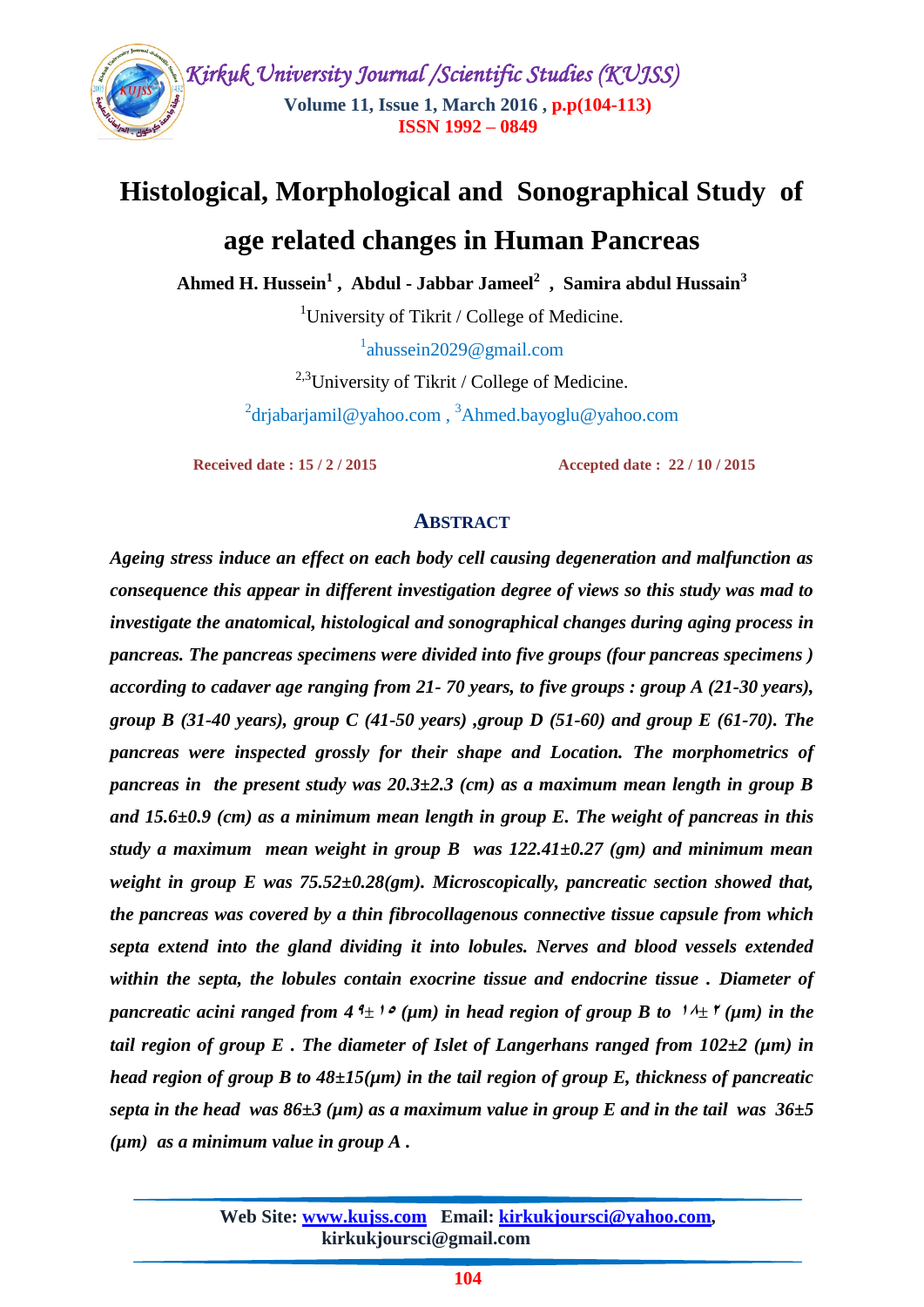# Histological, Morphological and Sonographical Study of age related changes in Human Pancreas

**Ahmed H. Hussein[1] , Abdul - Jabbar Jameel[2] , Samira abdul Hussain[3]**

[1]University of Tikrit / College of Medicine.

[1]ahussein2029@gmail.com

[2,3]University of Tikrit / College of Medicine.

[2]drjabarjamil@yahoo.com , [3]Ahmed.bayoglu@yahoo.com

**Received date : 15 / 2 / 2015** **Accepted date : 22 / 10 / 2015**

## ABSTRACT

***Ageing stress induce an effect on each body cell causing degeneration and malfunction as consequence this appear in different investigation degree of views so this study was mad to investigate the anatomical, histological and sonographical changes during aging process in pancreas. The pancreas specimens were divided into five groups (four pancreas specimens ) according to cadaver age ranging from 21- 70 years, to five groups : group A (21-30 years), group B (31-40 years), group C (41-50 years) ,group D (51-60) and group E (61-70). The pancreas were inspected grossly for their shape and Location. The morphometrics of pancreas in the present study was 20.3±2.3 (cm) as a maximum mean length in group B and 15.6±0.9 (cm) as a minimum mean length in group E. The weight of pancreas in this study a maximum mean weight in group B was 122.41±0.27 (gm) and minimum mean weight in group E was 75.52±0.28(gm). Microscopically, pancreatic section showed that, the pancreas was covered by a thin fibrocollagenous connective tissue capsule from which septa extend into the gland dividing it into lobules. Nerves and blood vessels extended within the septa, the lobules contain exocrine tissue and endocrine tissue . Diameter of pancreatic acini ranged from ٤٩± ١٥ (µm) in head region of group B to ١٨± ٢ (µm) in the tail region of group E . The diameter of Islet of Langerhans ranged from 102±2 (µm) in head region of group B to 48±15(µm) in the tail region of group E, thickness of pancreatic septa in the head was 86±3 (µm) as a maximum value in group E and in the tail was 36±5 (µm) as a minimum value in group A .***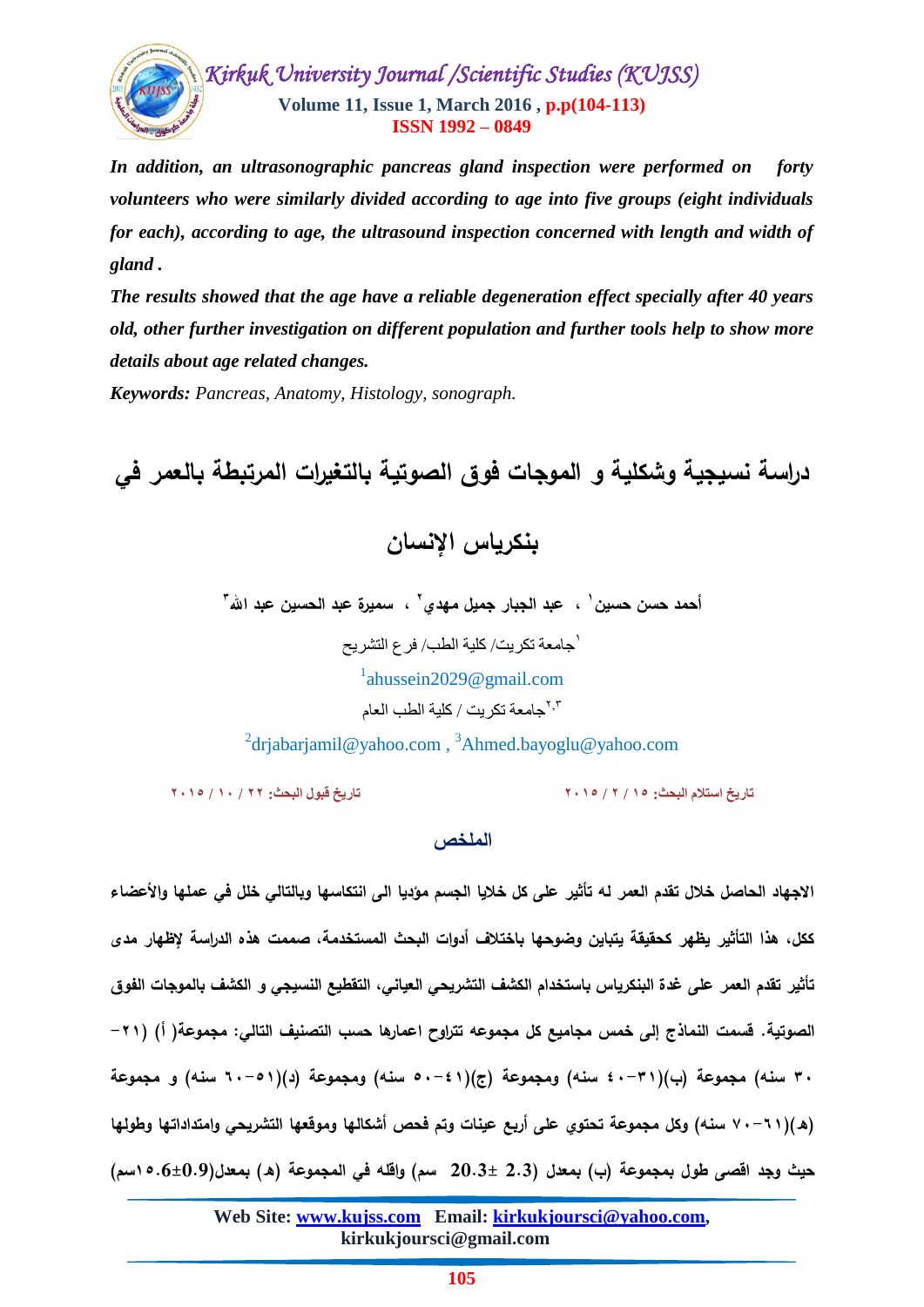*In addition, an ultrasonographic pancreas gland inspection were performed on forty volunteers who were similarly divided according to age into five groups (eight individuals for each), according to age, the ultrasound inspection concerned with length and width of gland .*

*The results showed that the age have a reliable degeneration effect specially after 40 years old, other further investigation on different population and further tools help to show more details about age related changes.*

***Keywords:*** *Pancreas, Anatomy, Histology, sonograph.*

# دراسة نسيجية وشكلية و الموجات فوق الصوتية بالتغيرات المرتبطة بالعمر في بنكرياس الإنسان

**أحمد حسن حسين[١] ، عبد الجبار جميل مهدي[٢] ، سميرة عبد الحسين عبد الله[٣]**

[١]جامعة تكريت/ كلية الطب/ فرع التشريح

[1]ahussein2029@gmail.com

[٢،٣]جامعة تكريت / كلية الطب العام

[2]drjabarjamil@yahoo.com , [3]Ahmed.bayoglu@yahoo.com

**تاريخ استلام البحث: ١٥ / ٢ / ٢٠١٥** **تاريخ قبول البحث: ٢٢ / ١٠ / ٢٠١٥**

## الملخص

**الاجهاد الحاصل خلال تقدم العمر له تأثير على كل خلايا الجسم مؤديا الى انتكاسها وبالتالي خلل في عملها والأعضاء ككل، هذا التأثير يظهر كحقيقة يتباين وضوحها باختلاف أدوات البحث المستخدمة، صممت هذه الدراسة لإظهار مدى تأثير تقدم العمر على غدة البنكرياس باستخدام الكشف التشريحي العياني، التقطيع النسيجي و الكشف بالموجات الفوق الصوتية. قسمت النماذج إلى خمس مجاميع كل مجموعه تتراوح اعمارها حسب التصنيف التالي: مجموعة( أ) (٢١-٣٠ سنه) مجموعة (ب)(٣١-٤٠ سنه) ومجموعة (ج)(٤١-٥٠ سنه) ومجموعة (د)(٥١-٦٠ سنه) و مجموعة (هـ)(٦١-٧٠ سنه) وكل مجموعة تحتوي على أربع عينات وتم فحص أشكالها وموقعها التشريحي وامتداداتها وطولها حيث وجد اقصى طول بمجموعة (ب) بمعدل (2.3 ± 20.3 سم) واقله في المجموعة (هـ) بمعدل(0.9±15.6سم)**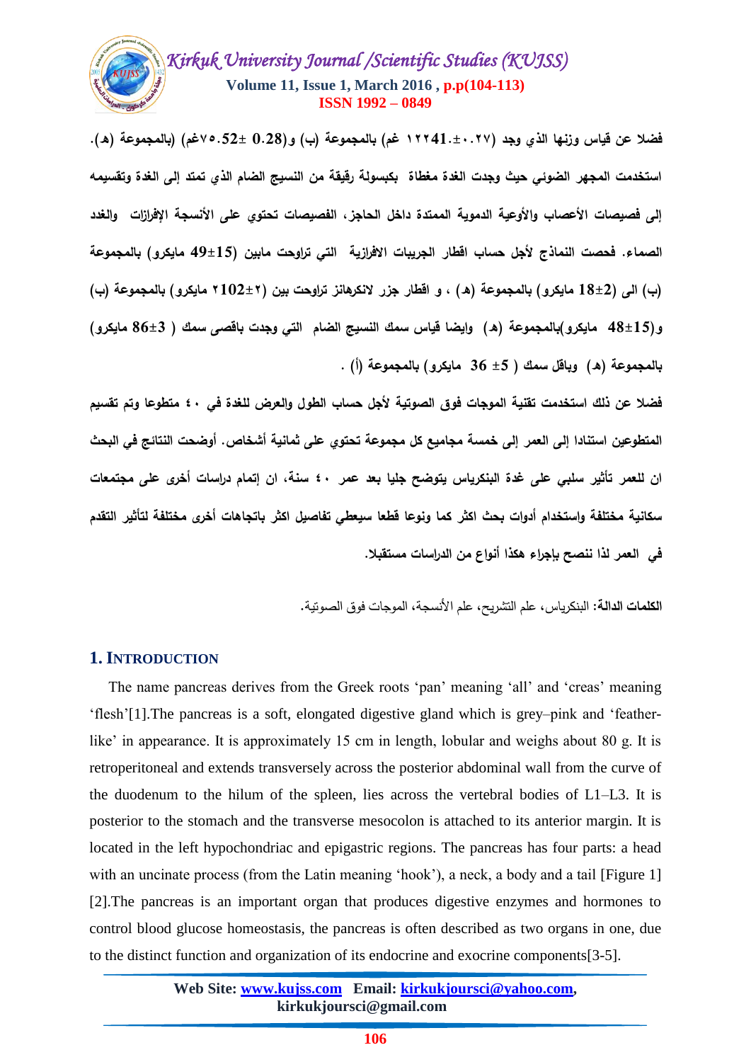فضلا عن قياس وزنها الذي وجد (١٢٢41.±٠.٢٧ غم) بالمجموعة (ب) و(0.28 ±٧٥.52غم) (بالمجموعة (هـ). استخدمت المجهر الضوئي حيث وجدت الغدة مغطاة بكبسولة رقيقة من النسيج الضام الذي تمتد إلى الغدة وتقسيمه إلى فصيصات الأعصاب والأوعية الدموية الممتدة داخل الحاجز، الفصيصات تحتوي على الأنسجة الإفرازات والغدد الصماء. فحصت النماذج لأجل حساب اقطار الجريبات الافرازية التي تراوحت مابين (15±49 مايكرو) بالمجموعة (ب) الى (2±18 مايكرو) بالمجموعة (هـ) ، و اقطار جزر لانكرهانز تراوحت بين (٢±102 مايكرو) بالمجموعة (ب) و(15±48 مايكرو)بالمجموعة (هـ) وايضا قياس سمك النسيج الضام التي وجدت باقصى سمك ( 3±86 مايكرو) بالمجموعة (هـ) وباقل سمك ( 5± 36 مايكرو) بالمجموعة (أ) .

فضلا عن ذلك استخدمت تقنية الموجات فوق الصوتية لأجل حساب الطول والعرض للغدة في ٤٠ متطوعا وتم تقسيم المتطوعين استنادا إلى العمر إلى خمسة مجاميع كل مجموعة تحتوي على ثمانية أشخاص. أوضحت النتائج في البحث ان للعمر تأثير سلبي على غدة البنكرياس يتوضح جليا بعد عمر ٤٠ سنة، ان إتمام دراسات أخرى على مجتمعات سكانية مختلفة واستخدام أدوات بحث اكثر كما ونوعا قطعا سيعطي تفاصيل اكثر باتجاهات أخرى مختلفة لتأثير التقدم في العمر لذا ننصح بإجراء هكذا أنواع من الدراسات مستقبلا.

**الكلمات الدالة:** البنكرياس، علم التشريح، علم الأنسجة، الموجات فوق الصوتية.

## 1. Introduction

The name pancreas derives from the Greek roots 'pan' meaning 'all' and 'creas' meaning 'flesh'[1].The pancreas is a soft, elongated digestive gland which is grey–pink and 'feather-like' in appearance. It is approximately 15 cm in length, lobular and weighs about 80 g. It is retroperitoneal and extends transversely across the posterior abdominal wall from the curve of the duodenum to the hilum of the spleen, lies across the vertebral bodies of L1–L3. It is posterior to the stomach and the transverse mesocolon is attached to its anterior margin. It is located in the left hypochondriac and epigastric regions. The pancreas has four parts: a head with an uncinate process (from the Latin meaning 'hook'), a neck, a body and a tail [Figure 1] [2].The pancreas is an important organ that produces digestive enzymes and hormones to control blood glucose homeostasis, the pancreas is often described as two organs in one, due to the distinct function and organization of its endocrine and exocrine components[3-5].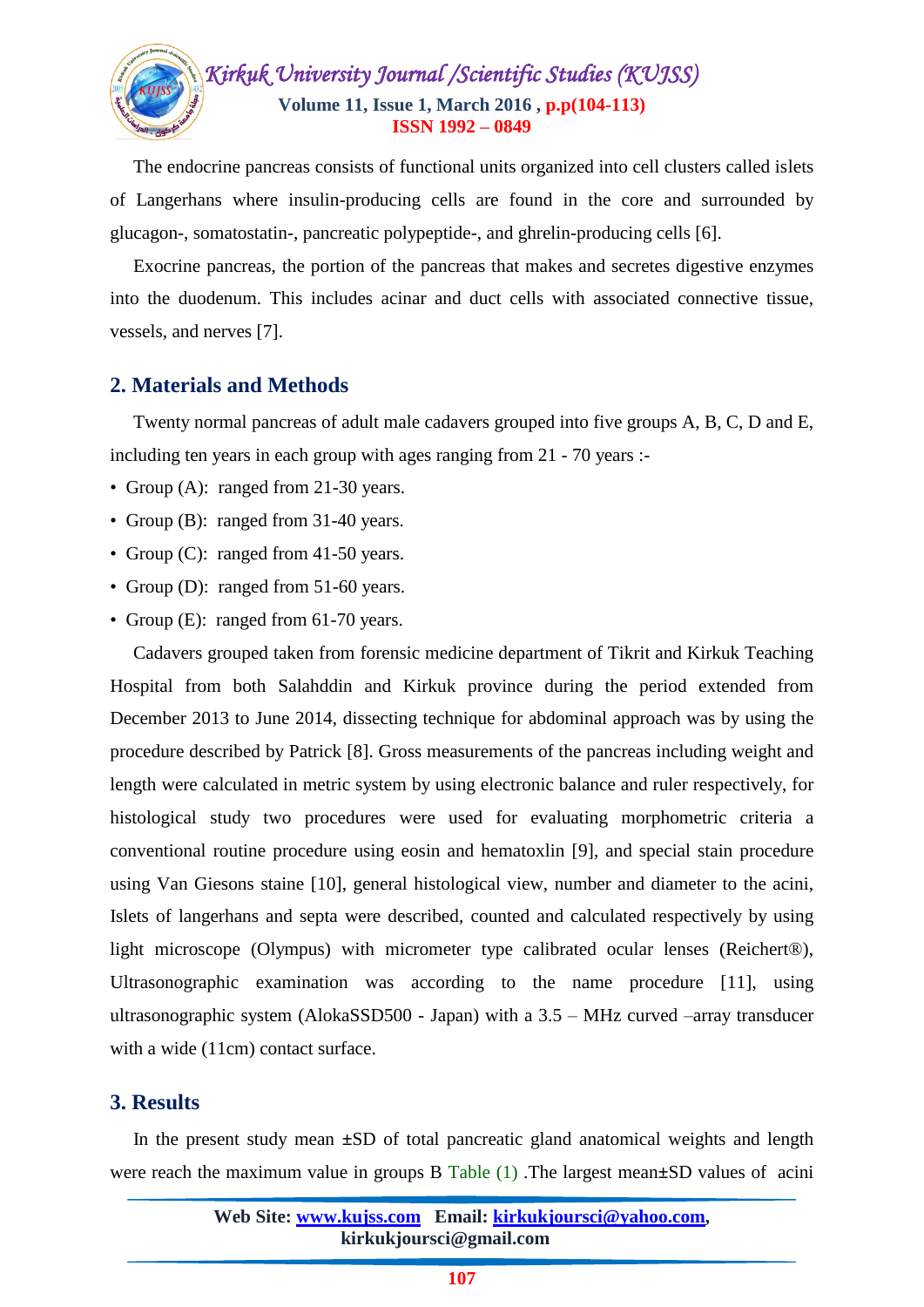The endocrine pancreas consists of functional units organized into cell clusters called islets of Langerhans where insulin-producing cells are found in the core and surrounded by glucagon-, somatostatin-, pancreatic polypeptide-, and ghrelin-producing cells [6].

Exocrine pancreas, the portion of the pancreas that makes and secretes digestive enzymes into the duodenum. This includes acinar and duct cells with associated connective tissue, vessels, and nerves [7].

## 2. Materials and Methods

Twenty normal pancreas of adult male cadavers grouped into five groups A, B, C, D and E, including ten years in each group with ages ranging from 21 - 70 years :-

- Group (A): ranged from 21-30 years.
- Group (B): ranged from 31-40 years.
- Group (C): ranged from 41-50 years.
- Group (D): ranged from 51-60 years.
- Group (E): ranged from 61-70 years.

Cadavers grouped taken from forensic medicine department of Tikrit and Kirkuk Teaching Hospital from both Salahddin and Kirkuk province during the period extended from December 2013 to June 2014, dissecting technique for abdominal approach was by using the procedure described by Patrick [8]. Gross measurements of the pancreas including weight and length were calculated in metric system by using electronic balance and ruler respectively, for histological study two procedures were used for evaluating morphometric criteria a conventional routine procedure using eosin and hematoxlin [9], and special stain procedure using Van Giesons staine [10], general histological view, number and diameter to the acini, Islets of langerhans and septa were described, counted and calculated respectively by using light microscope (Olympus) with micrometer type calibrated ocular lenses (Reichert®), Ultrasonographic examination was according to the name procedure [11], using ultrasonographic system (AlokaSSD500 - Japan) with a 3.5 – MHz curved –array transducer with a wide (11cm) contact surface.

## 3. Results

In the present study mean ±SD of total pancreatic gland anatomical weights and length were reach the maximum value in groups B Table (1) .The largest mean±SD values of acini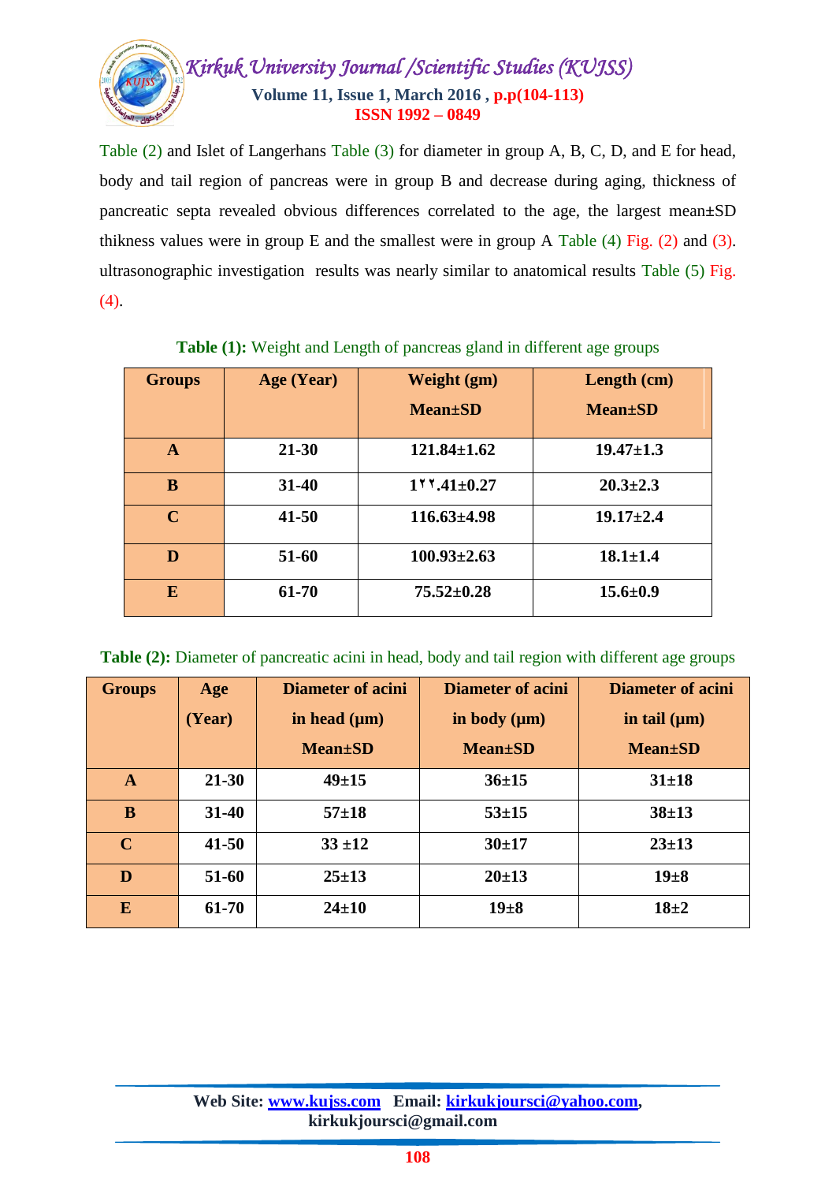Table (2) and Islet of Langerhans Table (3) for diameter in group A, B, C, D, and E for head, body and tail region of pancreas were in group B and decrease during aging, thickness of pancreatic septa revealed obvious differences correlated to the age, the largest mean±SD thikness values were in group E and the smallest were in group A Table (4) Fig. (2) and (3). ultrasonographic investigation results was nearly similar to anatomical results Table (5) Fig. (4).

**Table (1):** Weight and Length of pancreas gland in different age groups

| Groups | Age (Year) | Weight (gm) Mean±SD | Length (cm) Mean±SD |
|---|---|---|---|
| **A** | **21-30** | **121.84±1.62** | **19.47±1.3** |
| **B** | **31-40** | **1٢٢.41±0.27** | **20.3±2.3** |
| **C** | **41-50** | **116.63±4.98** | **19.17±2.4** |
| **D** | **51-60** | **100.93±2.63** | **18.1±1.4** |
| **E** | **61-70** | **75.52±0.28** | **15.6±0.9** |

**Table (2):** Diameter of pancreatic acini in head, body and tail region with different age groups

| Groups | Age (Year) | Diameter of acini in head (μm) Mean±SD | Diameter of acini in body (μm) Mean±SD | Diameter of acini in tail (μm) Mean±SD |
|---|---|---|---|---|
| **A** | **21-30** | **49±15** | **36±15** | **31±18** |
| **B** | **31-40** | **57±18** | **53±15** | **38±13** |
| **C** | **41-50** | **33 ±12** | **30±17** | **23±13** |
| **D** | **51-60** | **25±13** | **20±13** | **19±8** |
| **E** | **61-70** | **24±10** | **19±8** | **18±2** |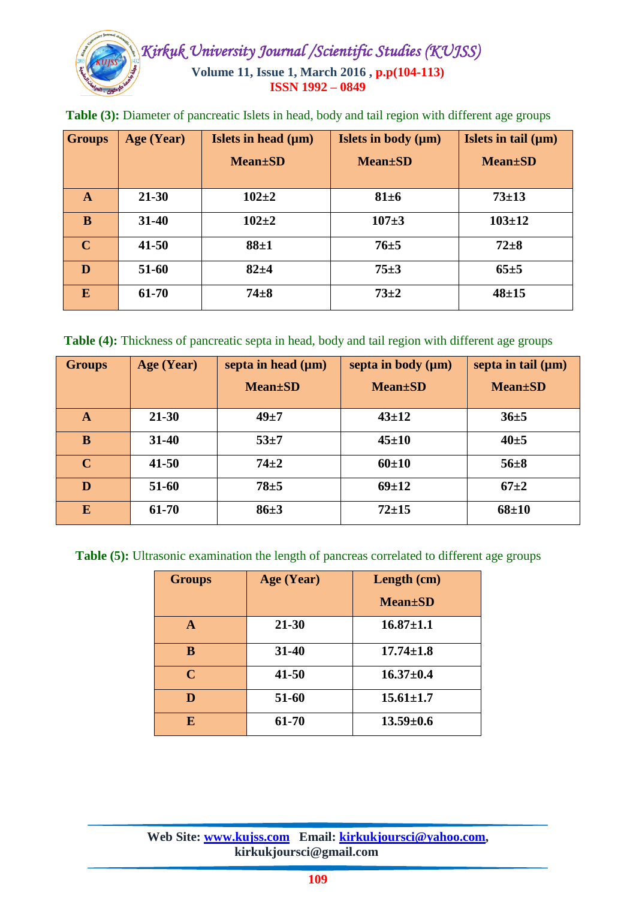**Table (3):** Diameter of pancreatic Islets in head, body and tail region with different age groups

| Groups | Age (Year) | Islets in head (μm) Mean±SD | Islets in body (μm) Mean±SD | Islets in tail (μm) Mean±SD |
|---|---|---|---|---|
| A | 21-30 | 102±2 | 81±6 | 73±13 |
| B | 31-40 | 102±2 | 107±3 | 103±12 |
| C | 41-50 | 88±1 | 76±5 | 72±8 |
| D | 51-60 | 82±4 | 75±3 | 65±5 |
| E | 61-70 | 74±8 | 73±2 | 48±15 |

**Table (4):** Thickness of pancreatic septa in head, body and tail region with different age groups

| Groups | Age (Year) | septa in head (μm) Mean±SD | septa in body (μm) Mean±SD | septa in tail (μm) Mean±SD |
|---|---|---|---|---|
| A | 21-30 | 49±7 | 43±12 | 36±5 |
| B | 31-40 | 53±7 | 45±10 | 40±5 |
| C | 41-50 | 74±2 | 60±10 | 56±8 |
| D | 51-60 | 78±5 | 69±12 | 67±2 |
| E | 61-70 | 86±3 | 72±15 | 68±10 |

**Table (5):** Ultrasonic examination the length of pancreas correlated to different age groups

| Groups | Age (Year) | Length (cm) Mean±SD |
|---|---|---|
| A | 21-30 | 16.87±1.1 |
| B | 31-40 | 17.74±1.8 |
| C | 41-50 | 16.37±0.4 |
| D | 51-60 | 15.61±1.7 |
| E | 61-70 | 13.59±0.6 |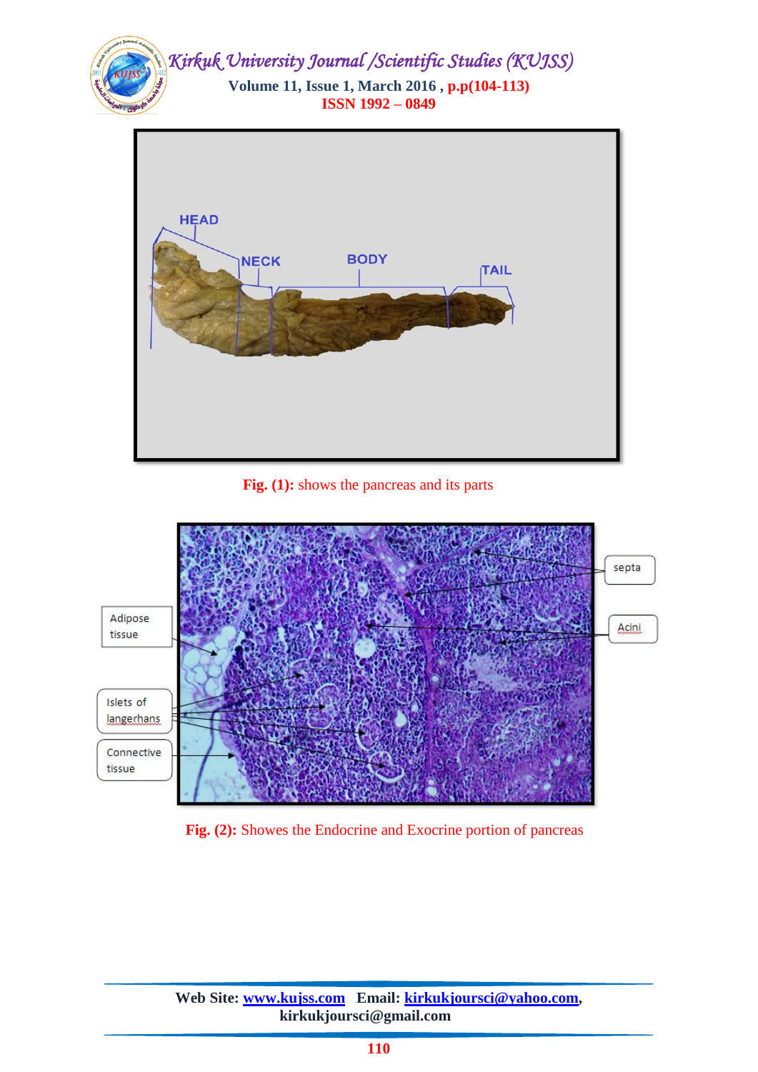Fig. (1): shows the pancreas and its parts

Fig. (2): Showes the Endocrine and Exocrine portion of pancreas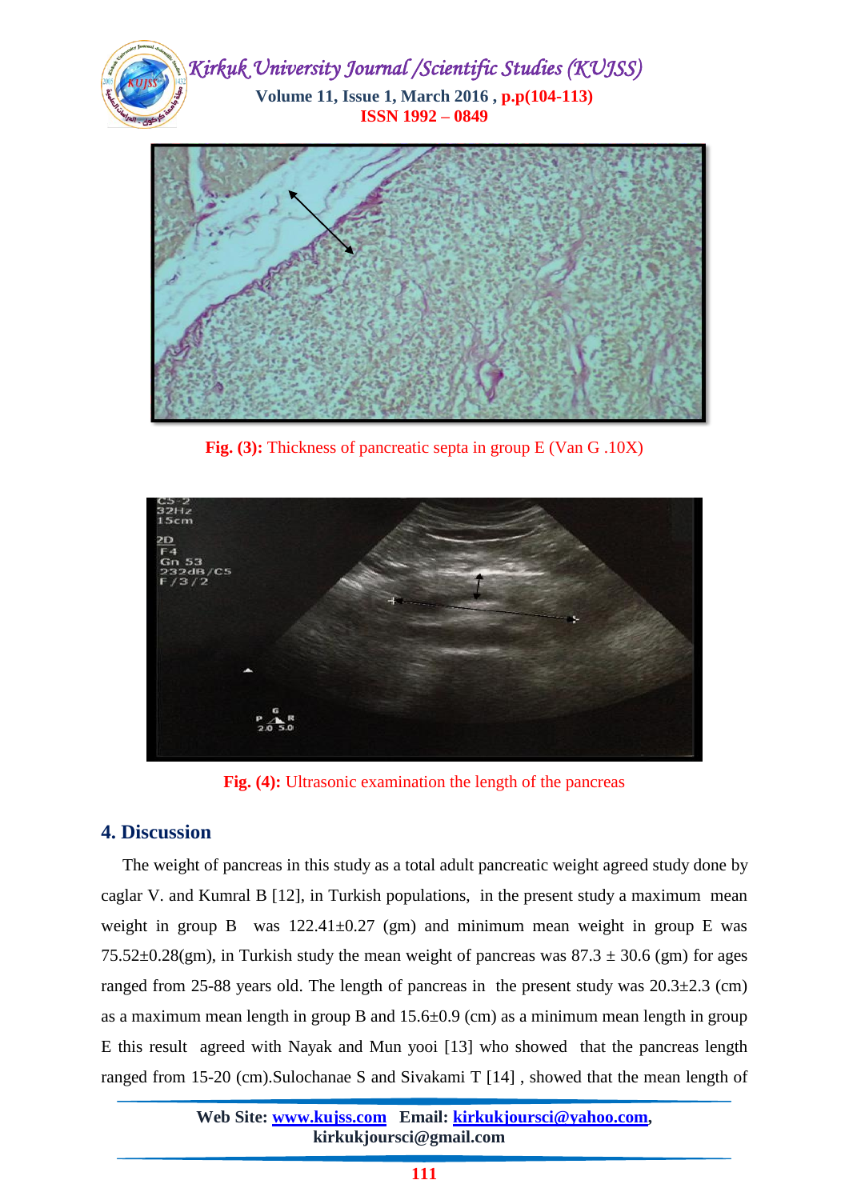Fig. (3): Thickness of pancreatic septa in group E (Van G .10X)

Fig. (4): Ultrasonic examination the length of the pancreas

## 4. Discussion

The weight of pancreas in this study as a total adult pancreatic weight agreed study done by caglar V. and Kumral B [12], in Turkish populations, in the present study a maximum mean weight in group B was 122.41±0.27 (gm) and minimum mean weight in group E was 75.52±0.28(gm), in Turkish study the mean weight of pancreas was 87.3 ± 30.6 (gm) for ages ranged from 25-88 years old. The length of pancreas in the present study was 20.3±2.3 (cm) as a maximum mean length in group B and 15.6±0.9 (cm) as a minimum mean length in group E this result agreed with Nayak and Mun yooi [13] who showed that the pancreas length ranged from 15-20 (cm).Sulochanae S and Sivakami T [14] , showed that the mean length of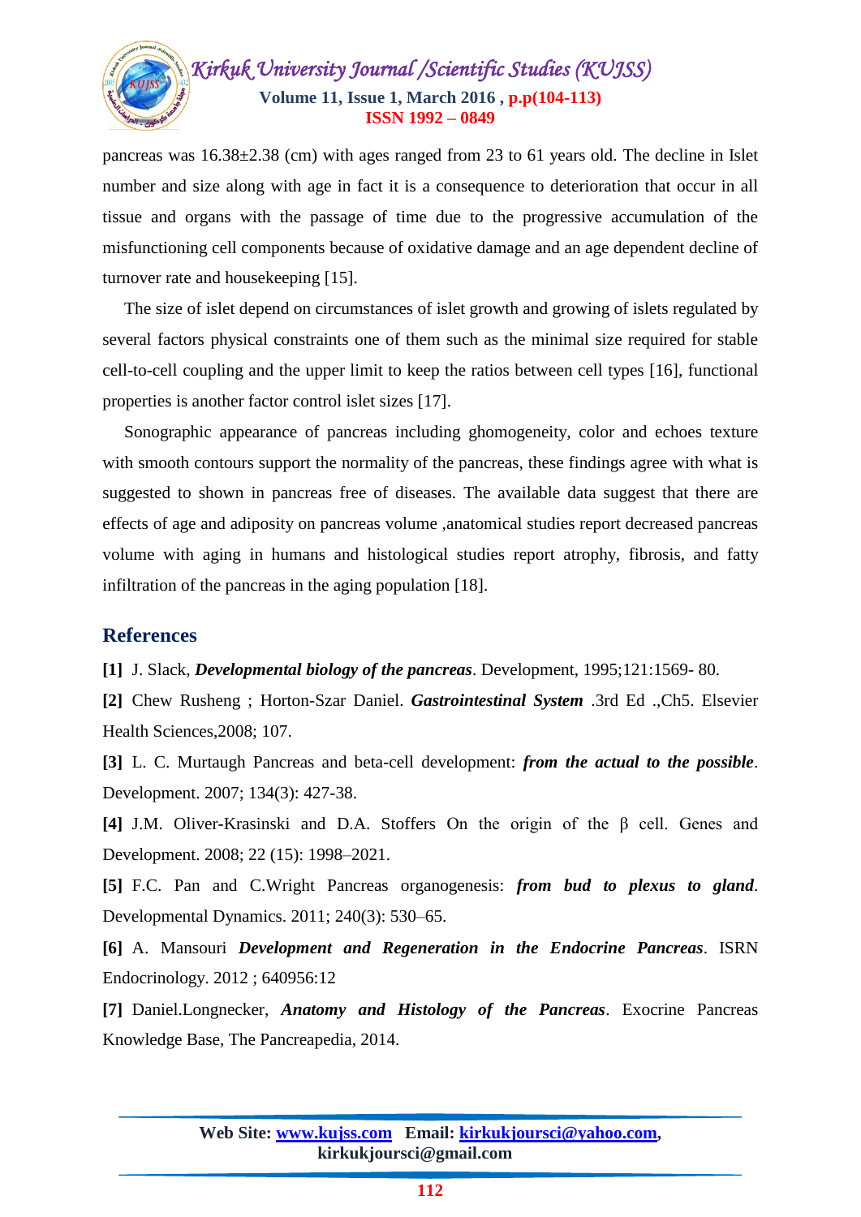pancreas was 16.38±2.38 (cm) with ages ranged from 23 to 61 years old. The decline in Islet number and size along with age in fact it is a consequence to deterioration that occur in all tissue and organs with the passage of time due to the progressive accumulation of the misfunctioning cell components because of oxidative damage and an age dependent decline of turnover rate and housekeeping [15].

The size of islet depend on circumstances of islet growth and growing of islets regulated by several factors physical constraints one of them such as the minimal size required for stable cell-to-cell coupling and the upper limit to keep the ratios between cell types [16], functional properties is another factor control islet sizes [17].

Sonographic appearance of pancreas including ghomogeneity, color and echoes texture with smooth contours support the normality of the pancreas, these findings agree with what is suggested to shown in pancreas free of diseases. The available data suggest that there are effects of age and adiposity on pancreas volume ,anatomical studies report decreased pancreas volume with aging in humans and histological studies report atrophy, fibrosis, and fatty infiltration of the pancreas in the aging population [18].

## References

**[1]** J. Slack, ***Developmental biology of the pancreas***. Development, 1995;121:1569- 80.

**[2]** Chew Rusheng ; Horton-Szar Daniel. ***Gastrointestinal System*** .3rd Ed .,Ch5. Elsevier Health Sciences,2008; 107.

**[3]** L. C. Murtaugh Pancreas and beta-cell development: ***from the actual to the possible***. Development. 2007; 134(3): 427-38.

**[4]** J.M. Oliver-Krasinski and D.A. Stoffers On the origin of the β cell. Genes and Development. 2008; 22 (15): 1998–2021.

**[5]** F.C. Pan and C.Wright Pancreas organogenesis: ***from bud to plexus to gland***. Developmental Dynamics. 2011; 240(3): 530–65.

**[6]** A. Mansouri ***Development and Regeneration in the Endocrine Pancreas***. ISRN Endocrinology. 2012 ; 640956:12

**[7]** Daniel.Longnecker, ***Anatomy and Histology of the Pancreas***. Exocrine Pancreas Knowledge Base, The Pancreapedia, 2014.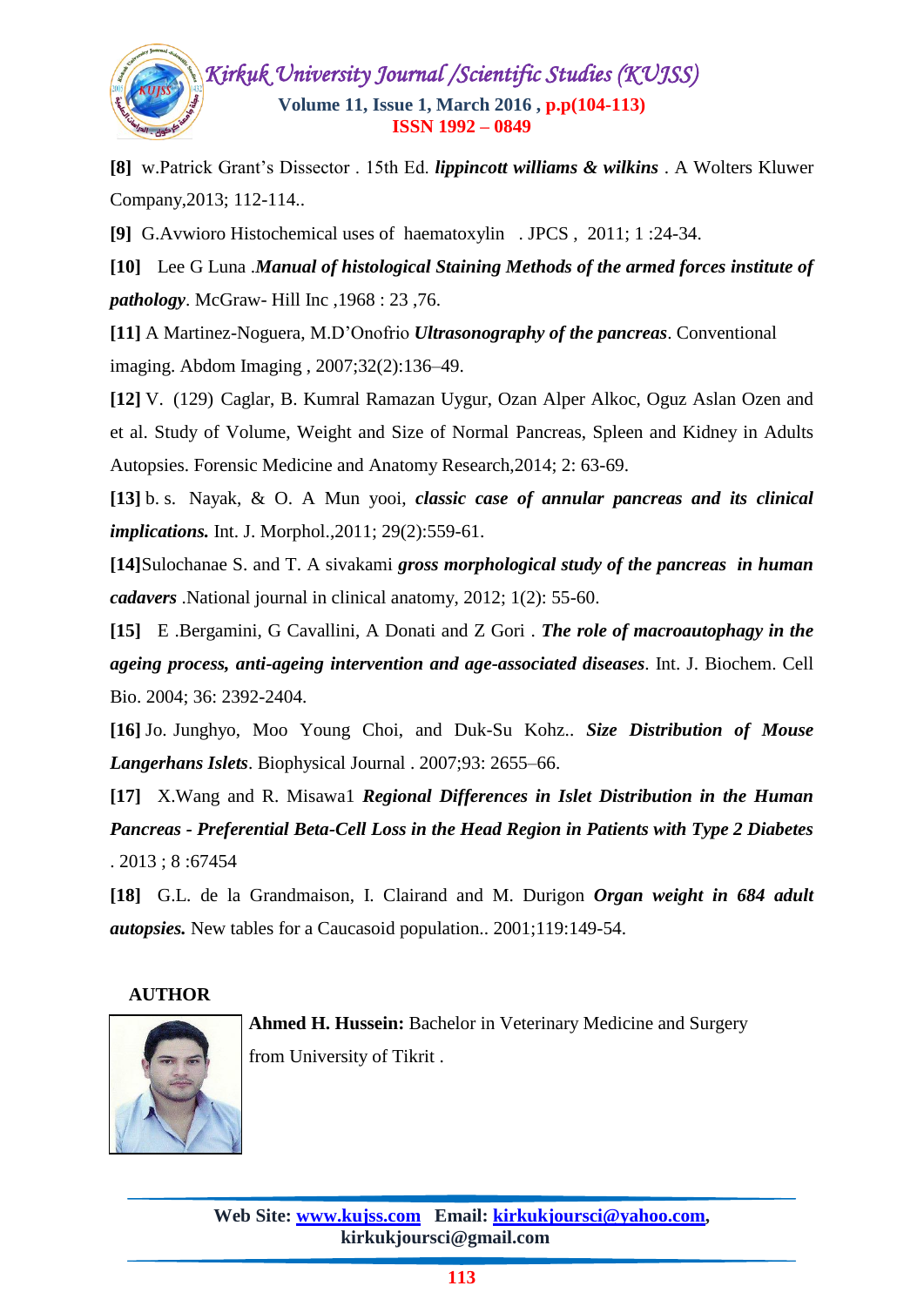**[8]** w.Patrick Grant's Dissector . 15th Ed. ***lippincott williams & wilkins*** . A Wolters Kluwer Company,2013; 112-114..

**[9]** G.Avwioro Histochemical uses of haematoxylin . JPCS , 2011; 1 :24-34.

**[10]** Lee G Luna .***Manual of histological Staining Methods of the armed forces institute of pathology***. McGraw- Hill Inc ,1968 : 23 ,76.

**[11]** A Martinez-Noguera, M.D'Onofrio ***Ultrasonography of the pancreas***. Conventional imaging. Abdom Imaging , 2007;32(2):136–49.

**[12]** V. (129) Caglar, B. Kumral Ramazan Uygur, Ozan Alper Alkoc, Oguz Aslan Ozen and et al. Study of Volume, Weight and Size of Normal Pancreas, Spleen and Kidney in Adults Autopsies. Forensic Medicine and Anatomy Research,2014; 2: 63-69.

**[13]** b. s. Nayak, & O. A Mun yooi, ***classic case of annular pancreas and its clinical implications.*** Int. J. Morphol.,2011; 29(2):559-61.

**[14]**Sulochanae S. and T. A sivakami ***gross morphological study of the pancreas in human cadavers*** .National journal in clinical anatomy, 2012; 1(2): 55-60.

**[15]** E .Bergamini, G Cavallini, A Donati and Z Gori . ***The role of macroautophagy in the ageing process, anti-ageing intervention and age-associated diseases***. Int. J. Biochem. Cell Bio. 2004; 36: 2392-2404.

**[16]** Jo. Junghyo, Moo Young Choi, and Duk-Su Kohz.. ***Size Distribution of Mouse Langerhans Islets***. Biophysical Journal . 2007;93: 2655–66.

**[17]** X.Wang and R. Misawa1 ***Regional Differences in Islet Distribution in the Human Pancreas - Preferential Beta-Cell Loss in the Head Region in Patients with Type 2 Diabetes*** . 2013 ; 8 :67454

**[18]** G.L. de la Grandmaison, I. Clairand and M. Durigon ***Organ weight in 684 adult autopsies.*** New tables for a Caucasoid population.. 2001;119:149-54.

**AUTHOR**

**Ahmed H. Hussein:** Bachelor in Veterinary Medicine and Surgery from University of Tikrit .